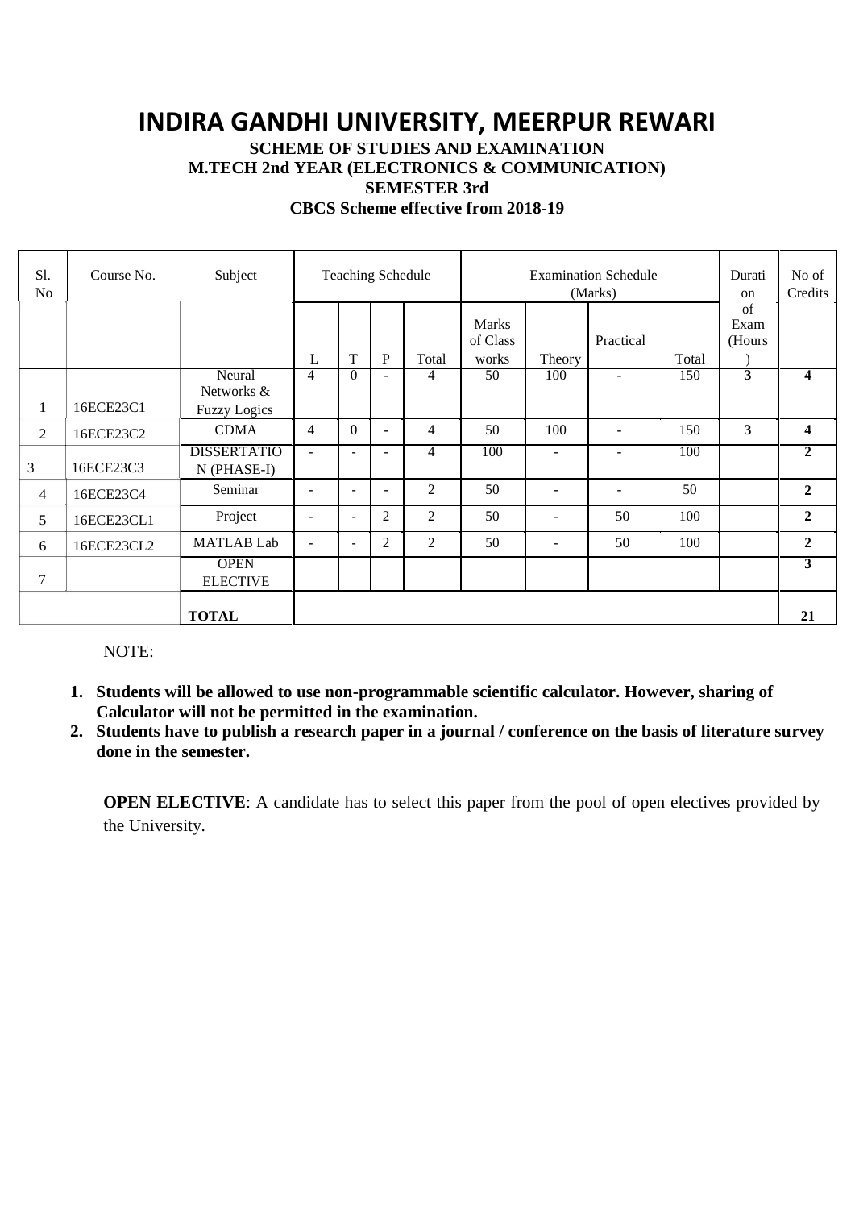# INDIRA GANDHI UNIVERSITY, MEERPUR REWARI

**SCHEME OF STUDIES AND EXAMINATION**
**M.TECH 2nd YEAR (ELECTRONICS & COMMUNICATION)**
**SEMESTER 3rd**
**CBCS Scheme effective from 2018-19**

| Sl. No | Course No. | Subject | Teaching Schedule | | | | Examination Schedule (Marks) | | | | Duration of Exam (Hours) | No of Credits |
|---|---|---|---|---|---|---|---|---|---|---|---|---|
| | | | L | T | P | Total | Marks of Class works | Theory | Practical | Total | | |
| 1 | 16ECE23C1 | Neural Networks & Fuzzy Logics | 4 | 0 | - | 4 | 50 | 100 | - | 150 | **3** | **4** |
| 2 | 16ECE23C2 | CDMA | 4 | 0 | - | 4 | 50 | 100 | - | 150 | **3** | **4** |
| 3 | 16ECE23C3 | DISSERTATION (PHASE-I) | - | - | - | 4 | 100 | - | - | 100 | | **2** |
| 4 | 16ECE23C4 | Seminar | - | - | - | 2 | 50 | - | - | 50 | | **2** |
| 5 | 16ECE23CL1 | Project | - | - | 2 | 2 | 50 | - | 50 | 100 | | **2** |
| 6 | 16ECE23CL2 | MATLAB Lab | - | - | 2 | 2 | 50 | - | 50 | 100 | | **2** |
| 7 | | OPEN ELECTIVE | | | | | | | | | | **3** |
| | | **TOTAL** | | | | | | | | | | **21** |

NOTE:

1. **Students will be allowed to use non-programmable scientific calculator. However, sharing of Calculator will not be permitted in the examination.**
2. **Students have to publish a research paper in a journal / conference on the basis of literature survey done in the semester.**

**OPEN ELECTIVE**: A candidate has to select this paper from the pool of open electives provided by the University.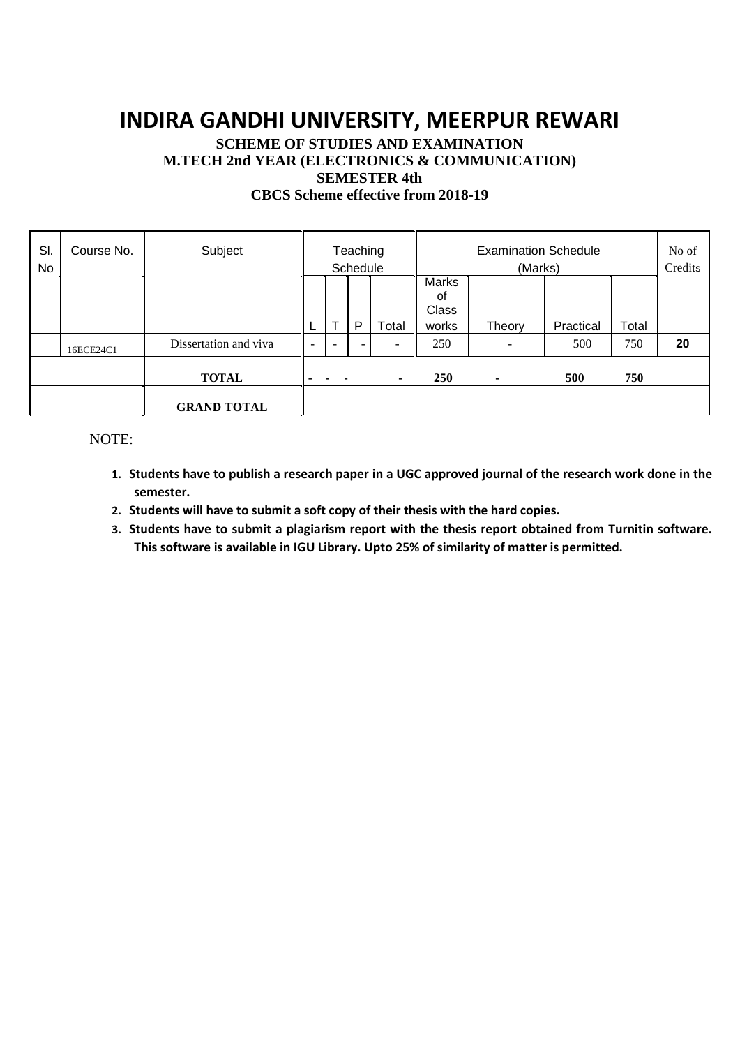# INDIRA GANDHI UNIVERSITY, MEERPUR REWARI

**SCHEME OF STUDIES AND EXAMINATION**
**M.TECH 2nd YEAR (ELECTRONICS & COMMUNICATION)**
**SEMESTER 4th**
**CBCS Scheme effective from 2018-19**

| Sl. No | Course No. | Subject | Teaching Schedule | | | | Examination Schedule (Marks) | | | | No of Credits |
|---|---|---|---|---|---|---|---|---|---|---|---|
| | | | L | T | P | Total | Marks of Class works | Theory | Practical | Total | |
| | 16ECE24C1 | Dissertation and viva | - | - | - | - | 250 | - | 500 | 750 | **20** |
| | | **TOTAL** | - | - | - | - | **250** | - | **500** | **750** | |
| | | **GRAND TOTAL** | | | | | | | | | |

NOTE:

1. **Students have to publish a research paper in a UGC approved journal of the research work done in the semester.**
2. **Students will have to submit a soft copy of their thesis with the hard copies.**
3. **Students have to submit a plagiarism report with the thesis report obtained from Turnitin software. This software is available in IGU Library. Upto 25% of similarity of matter is permitted.**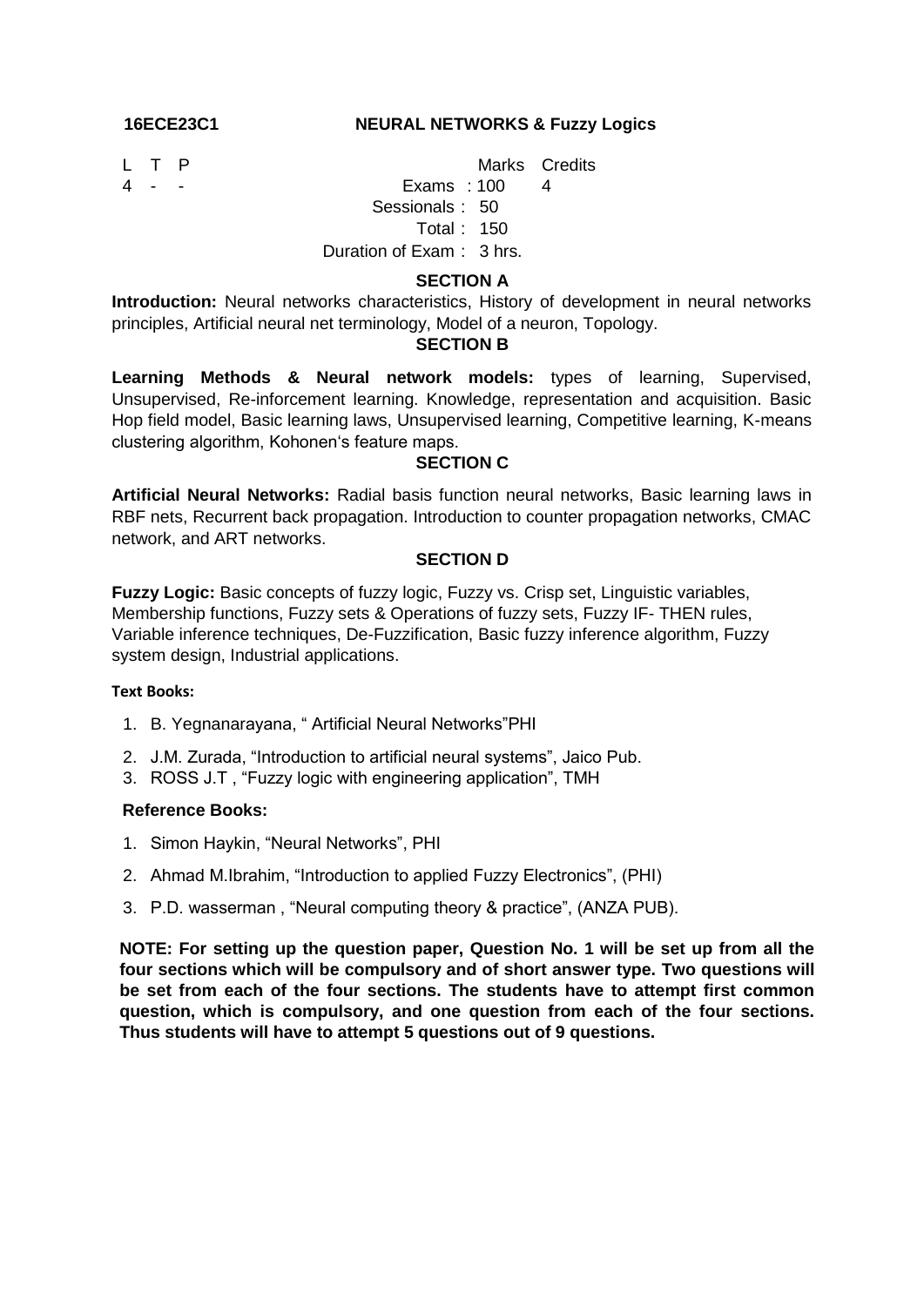**16ECE23C1** **NEURAL NETWORKS & Fuzzy Logics**

| L | T | P | | Marks | Credits |
|---|---|---|---|---|---|
| 4 | - | - | Exams | : 100 | 4 |
| | | | Sessionals | : 50 | |
| | | | Total | : 150 | |
| | | | Duration of Exam | : 3 hrs. | |

## SECTION A

**Introduction:** Neural networks characteristics, History of development in neural networks principles, Artificial neural net terminology, Model of a neuron, Topology.

## SECTION B

**Learning Methods & Neural network models:** types of learning, Supervised, Unsupervised, Re-inforcement learning. Knowledge, representation and acquisition. Basic Hop field model, Basic learning laws, Unsupervised learning, Competitive learning, K-means clustering algorithm, Kohonen's feature maps.

## SECTION C

**Artificial Neural Networks:** Radial basis function neural networks, Basic learning laws in RBF nets, Recurrent back propagation. Introduction to counter propagation networks, CMAC network, and ART networks.

## SECTION D

**Fuzzy Logic:** Basic concepts of fuzzy logic, Fuzzy vs. Crisp set, Linguistic variables, Membership functions, Fuzzy sets & Operations of fuzzy sets, Fuzzy IF- THEN rules, Variable inference techniques, De-Fuzzification, Basic fuzzy inference algorithm, Fuzzy system design, Industrial applications.

**Text Books:**

1. B. Yegnanarayana, " Artificial Neural Networks"PHI
2. J.M. Zurada, "Introduction to artificial neural systems", Jaico Pub.
3. ROSS J.T , "Fuzzy logic with engineering application", TMH

**Reference Books:**

1. Simon Haykin, "Neural Networks", PHI
2. Ahmad M.Ibrahim, "Introduction to applied Fuzzy Electronics", (PHI)
3. P.D. wasserman , "Neural computing theory & practice", (ANZA PUB).

**NOTE: For setting up the question paper, Question No. 1 will be set up from all the four sections which will be compulsory and of short answer type. Two questions will be set from each of the four sections. The students have to attempt first common question, which is compulsory, and one question from each of the four sections. Thus students will have to attempt 5 questions out of 9 questions.**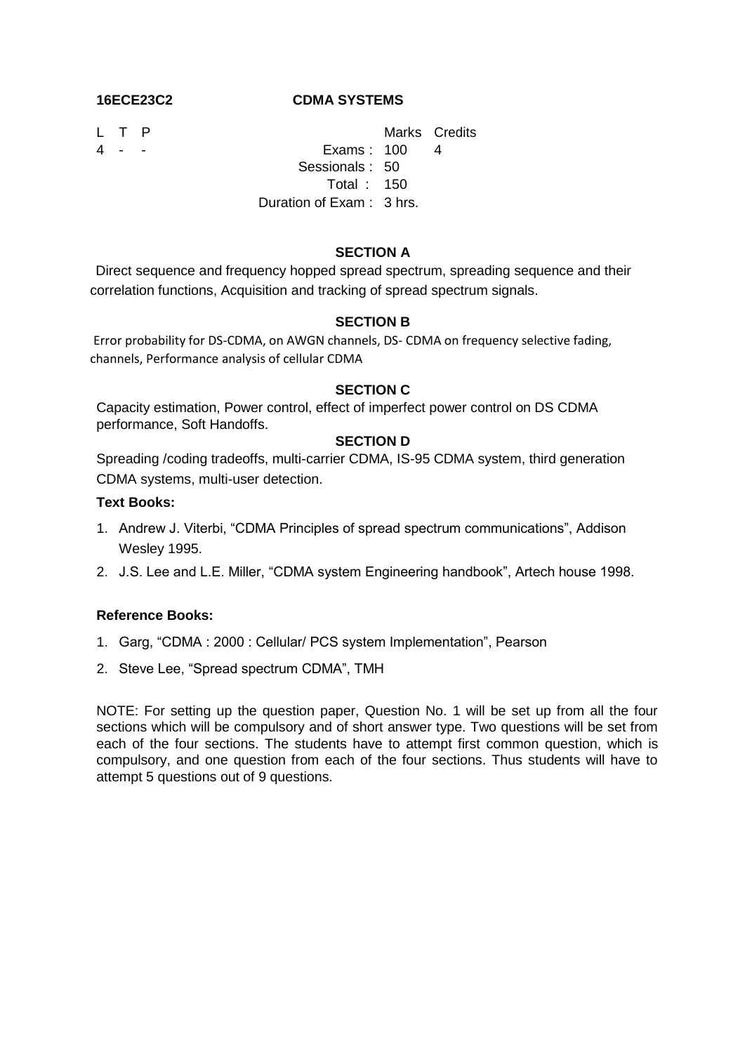**16ECE23C2** **CDMA SYSTEMS**

| L | T | P | | Marks | Credits |
|---|---|---|---|---|---|
| 4 | - | - | Exams : | 100 | 4 |
| | | | Sessionals : | 50 | |
| | | | Total : | 150 | |
| | | | Duration of Exam : | 3 hrs. | |

## SECTION A

Direct sequence and frequency hopped spread spectrum, spreading sequence and their correlation functions, Acquisition and tracking of spread spectrum signals.

## SECTION B

Error probability for DS-CDMA, on AWGN channels, DS- CDMA on frequency selective fading, channels, Performance analysis of cellular CDMA

## SECTION C

Capacity estimation, Power control, effect of imperfect power control on DS CDMA performance, Soft Handoffs.

## SECTION D

Spreading /coding tradeoffs, multi-carrier CDMA, IS-95 CDMA system, third generation CDMA systems, multi-user detection.

**Text Books:**

1. Andrew J. Viterbi, "CDMA Principles of spread spectrum communications", Addison Wesley 1995.
2. J.S. Lee and L.E. Miller, "CDMA system Engineering handbook", Artech house 1998.

**Reference Books:**

1. Garg, "CDMA : 2000 : Cellular/ PCS system Implementation", Pearson
2. Steve Lee, "Spread spectrum CDMA", TMH

NOTE: For setting up the question paper, Question No. 1 will be set up from all the four sections which will be compulsory and of short answer type. Two questions will be set from each of the four sections. The students have to attempt first common question, which is compulsory, and one question from each of the four sections. Thus students will have to attempt 5 questions out of 9 questions.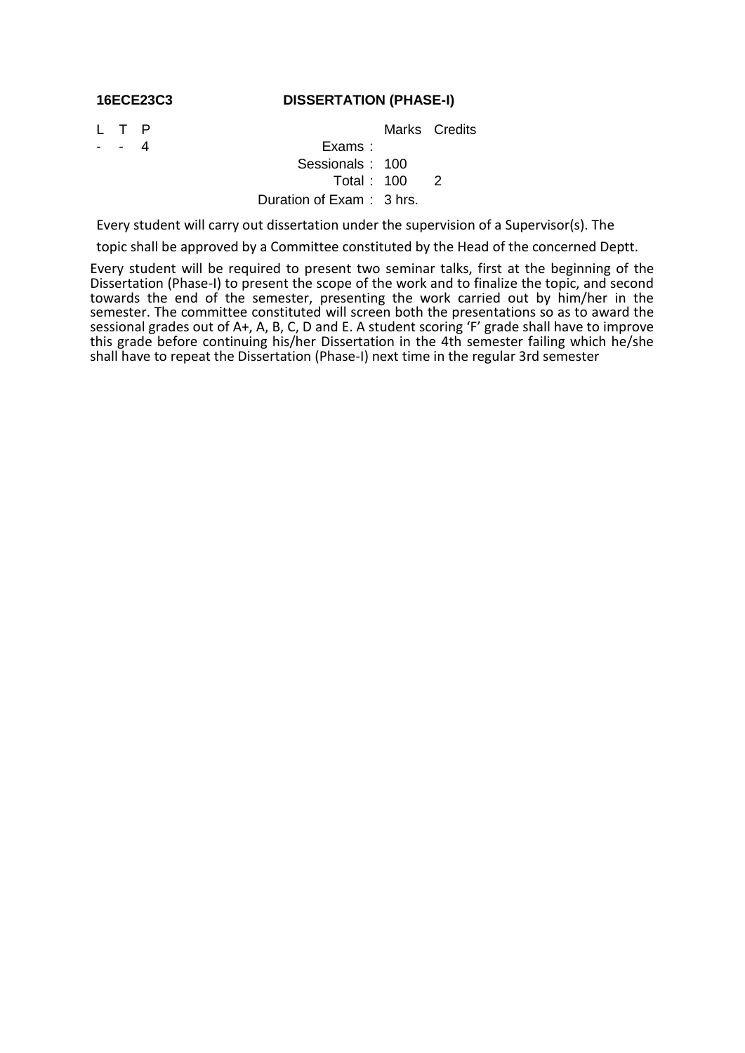**16ECE23C3 DISSERTATION (PHASE-I)**

| L | T | P | | Marks | Credits |
|---|---|---|---|---|---|
| - | - | 4 | Exams : | | |
| | | | Sessionals : | 100 | |
| | | | Total : | 100 | 2 |
| | | | Duration of Exam : | 3 hrs. | |

Every student will carry out dissertation under the supervision of a Supervisor(s). The topic shall be approved by a Committee constituted by the Head of the concerned Deptt.

Every student will be required to present two seminar talks, first at the beginning of the Dissertation (Phase-I) to present the scope of the work and to finalize the topic, and second towards the end of the semester, presenting the work carried out by him/her in the semester. The committee constituted will screen both the presentations so as to award the sessional grades out of A+, A, B, C, D and E. A student scoring 'F' grade shall have to improve this grade before continuing his/her Dissertation in the 4th semester failing which he/she shall have to repeat the Dissertation (Phase-I) next time in the regular 3rd semester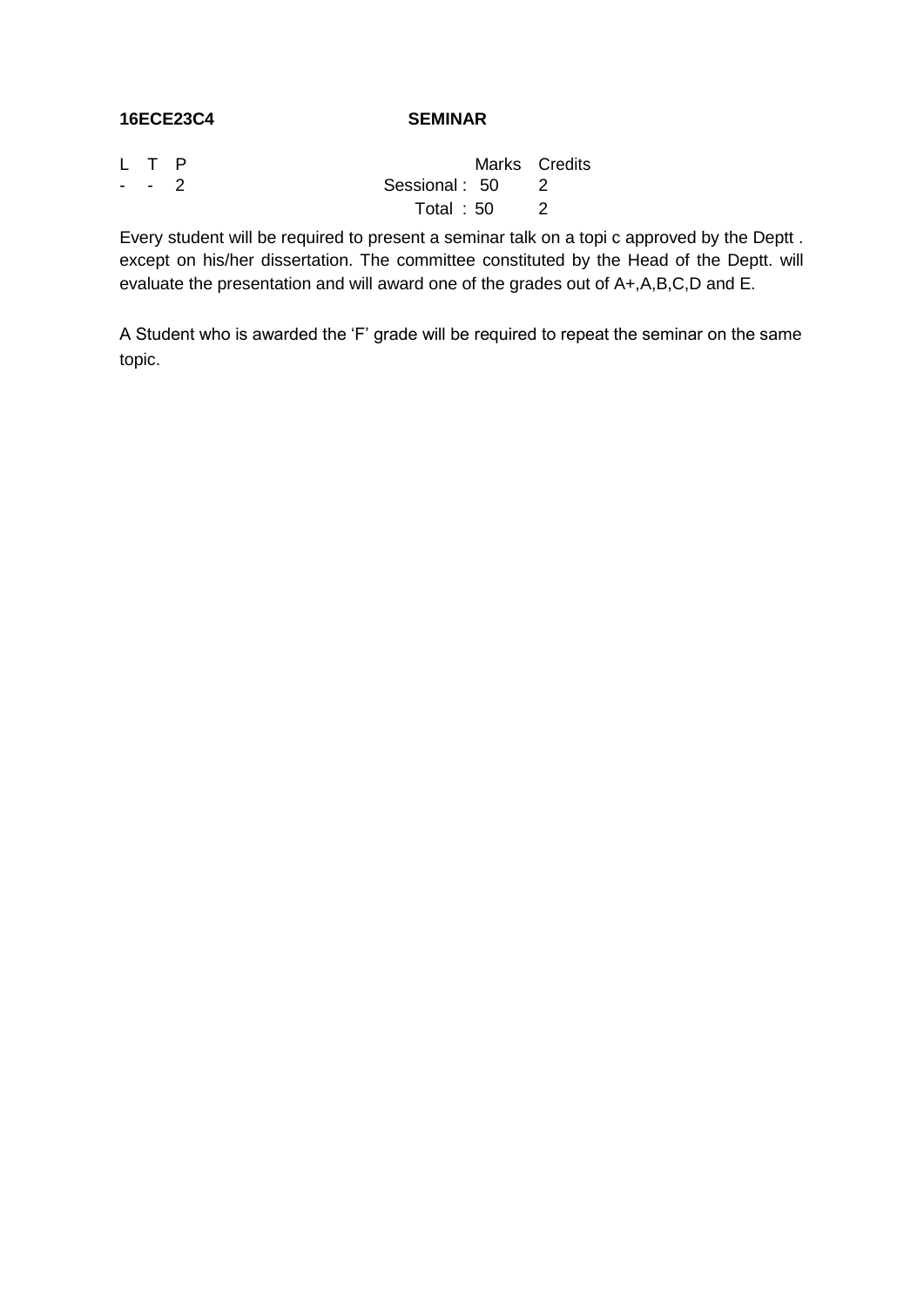**16ECE23C4** **SEMINAR**

| L | T | P | | Marks | Credits |
|---|---|---|---|---|---|
| - | - | 2 | Sessional : | 50 | 2 |
| | | | Total : | 50 | 2 |

Every student will be required to present a seminar talk on a topi c approved by the Deptt . except on his/her dissertation. The committee constituted by the Head of the Deptt. will evaluate the presentation and will award one of the grades out of A+,A,B,C,D and E.

A Student who is awarded the 'F' grade will be required to repeat the seminar on the same topic.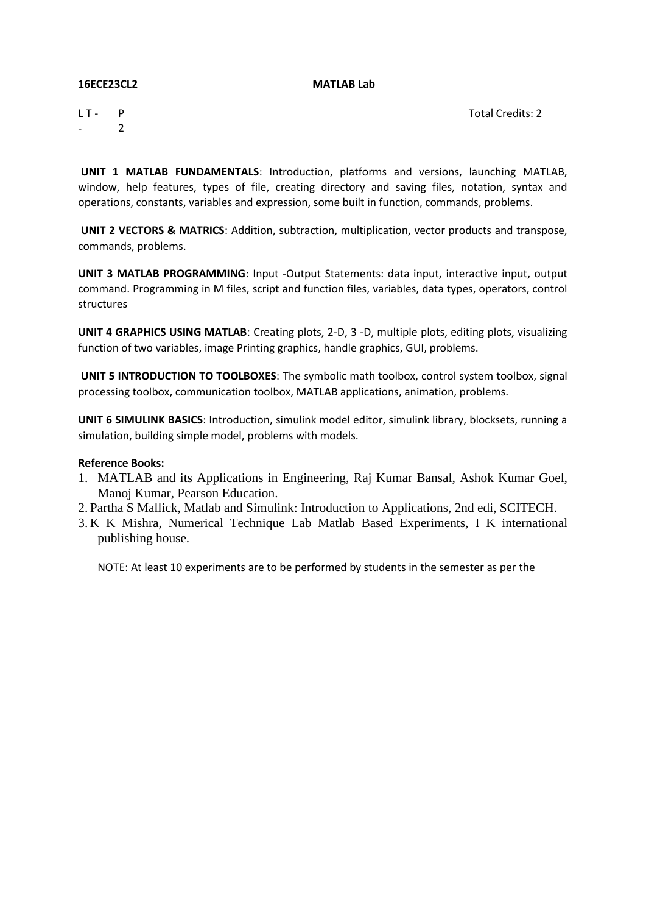**16ECE23CL2** **MATLAB Lab**

| L | T | P | Total Credits: 2 |
|---|---|---|---|
| - | - | 2 | |

**UNIT 1 MATLAB FUNDAMENTALS**: Introduction, platforms and versions, launching MATLAB, window, help features, types of file, creating directory and saving files, notation, syntax and operations, constants, variables and expression, some built in function, commands, problems.

**UNIT 2 VECTORS & MATRICS**: Addition, subtraction, multiplication, vector products and transpose, commands, problems.

**UNIT 3 MATLAB PROGRAMMING**: Input -Output Statements: data input, interactive input, output command. Programming in M files, script and function files, variables, data types, operators, control structures

**UNIT 4 GRAPHICS USING MATLAB**: Creating plots, 2-D, 3 -D, multiple plots, editing plots, visualizing function of two variables, image Printing graphics, handle graphics, GUI, problems.

**UNIT 5 INTRODUCTION TO TOOLBOXES**: The symbolic math toolbox, control system toolbox, signal processing toolbox, communication toolbox, MATLAB applications, animation, problems.

**UNIT 6 SIMULINK BASICS**: Introduction, simulink model editor, simulink library, blocksets, running a simulation, building simple model, problems with models.

**Reference Books:**

1. MATLAB and its Applications in Engineering, Raj Kumar Bansal, Ashok Kumar Goel, Manoj Kumar, Pearson Education.
2. Partha S Mallick, Matlab and Simulink: Introduction to Applications, 2nd edi, SCITECH.
3. K K Mishra, Numerical Technique Lab Matlab Based Experiments, I K international publishing house.

NOTE: At least 10 experiments are to be performed by students in the semester as per the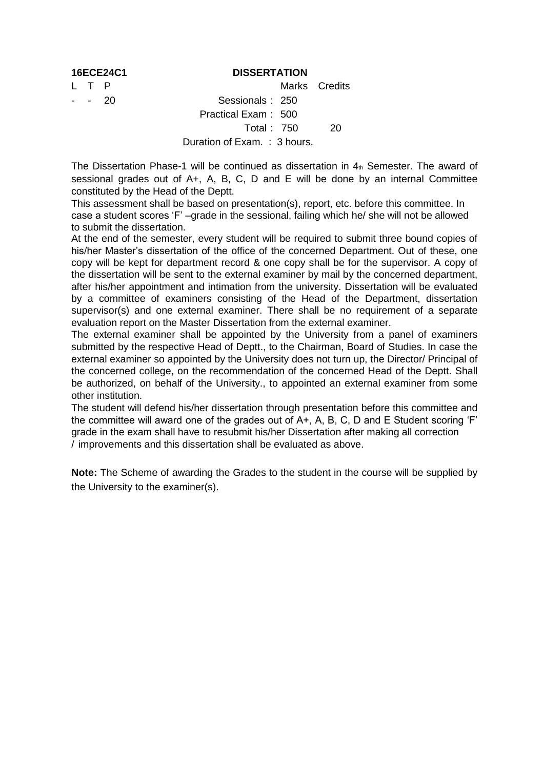**16ECE24C1** **DISSERTATION**

| L | T | P | | Marks | Credits |
|---|---|---|---|---|---|
| - | - | 20 | Sessionals : | 250 | |
| | | | Practical Exam : | 500 | |
| | | | Total : | 750 | 20 |
| | | | Duration of Exam. : | 3 hours. | |

The Dissertation Phase-1 will be continued as dissertation in $4_{th}$ Semester. The award of sessional grades out of A+, A, B, C, D and E will be done by an internal Committee constituted by the Head of the Deptt.

This assessment shall be based on presentation(s), report, etc. before this committee. In case a student scores 'F' –grade in the sessional, failing which he/ she will not be allowed to submit the dissertation.

At the end of the semester, every student will be required to submit three bound copies of his/her Master's dissertation of the office of the concerned Department. Out of these, one copy will be kept for department record & one copy shall be for the supervisor. A copy of the dissertation will be sent to the external examiner by mail by the concerned department, after his/her appointment and intimation from the university. Dissertation will be evaluated by a committee of examiners consisting of the Head of the Department, dissertation supervisor(s) and one external examiner. There shall be no requirement of a separate evaluation report on the Master Dissertation from the external examiner.

The external examiner shall be appointed by the University from a panel of examiners submitted by the respective Head of Deptt., to the Chairman, Board of Studies. In case the external examiner so appointed by the University does not turn up, the Director/ Principal of the concerned college, on the recommendation of the concerned Head of the Deptt. Shall be authorized, on behalf of the University., to appointed an external examiner from some other institution.

The student will defend his/her dissertation through presentation before this committee and the committee will award one of the grades out of A+, A, B, C, D and E Student scoring 'F' grade in the exam shall have to resubmit his/her Dissertation after making all correction / improvements and this dissertation shall be evaluated as above.

**Note:** The Scheme of awarding the Grades to the student in the course will be supplied by the University to the examiner(s).